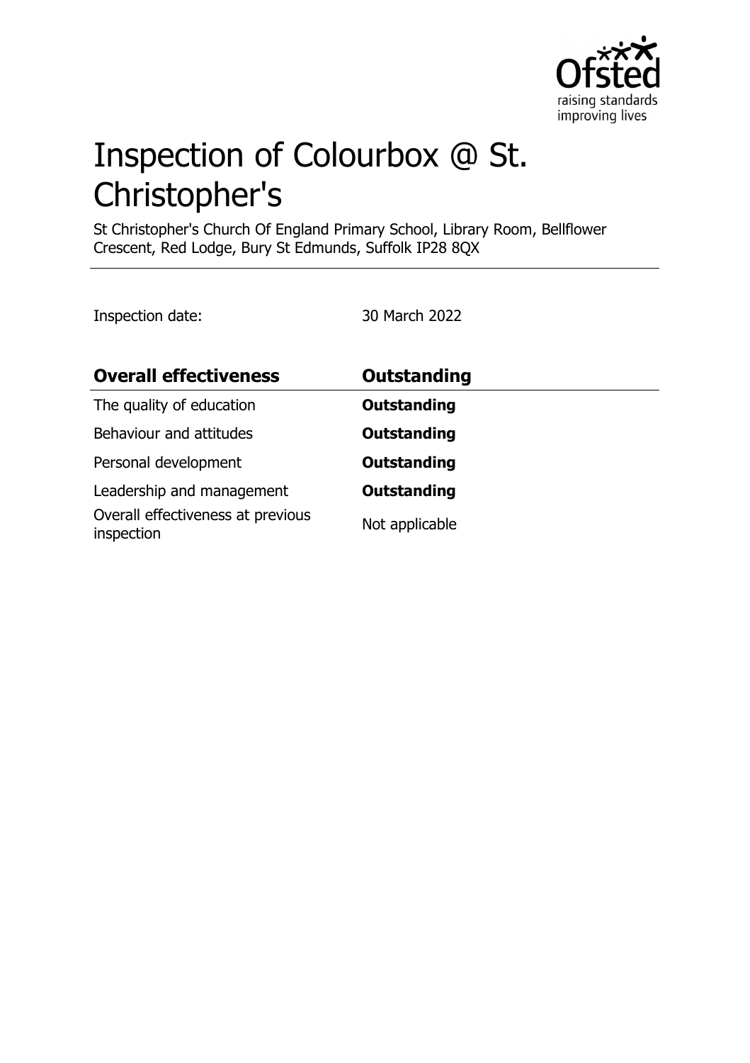# Inspection of Colourbox @ St. Christopher's

St Christopher's Church Of England Primary School, Library Room, Bellflower Crescent, Red Lodge, Bury St Edmunds, Suffolk IP28 8QX

Inspection date: 30 March 2022

| Overall effectiveness | Outstanding |
| --- | --- |
| The quality of education | **Outstanding** |
| Behaviour and attitudes | **Outstanding** |
| Personal development | **Outstanding** |
| Leadership and management | **Outstanding** |
| Overall effectiveness at previous inspection | Not applicable |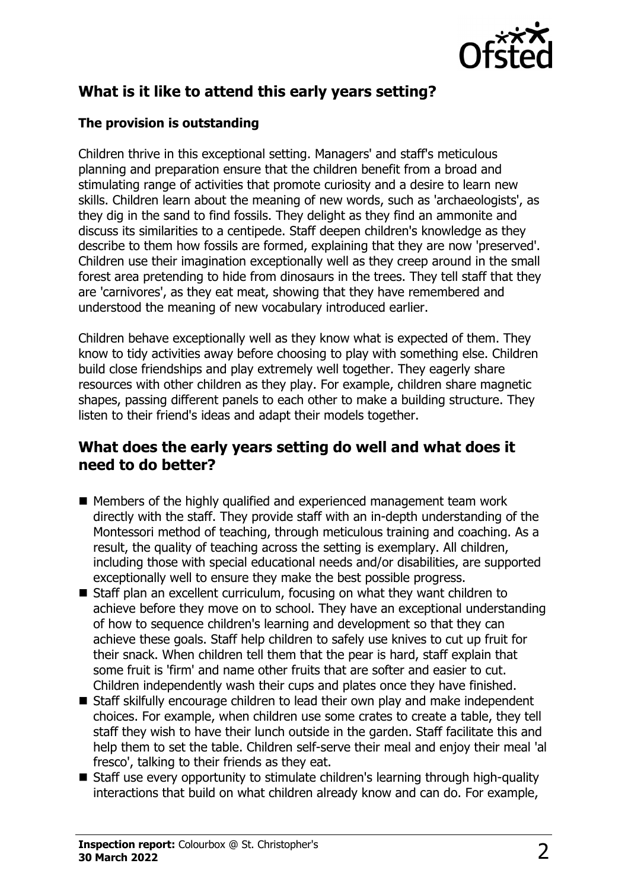## What is it like to attend this early years setting?

### The provision is outstanding

Children thrive in this exceptional setting. Managers' and staff's meticulous planning and preparation ensure that the children benefit from a broad and stimulating range of activities that promote curiosity and a desire to learn new skills. Children learn about the meaning of new words, such as 'archaeologists', as they dig in the sand to find fossils. They delight as they find an ammonite and discuss its similarities to a centipede. Staff deepen children's knowledge as they describe to them how fossils are formed, explaining that they are now 'preserved'. Children use their imagination exceptionally well as they creep around in the small forest area pretending to hide from dinosaurs in the trees. They tell staff that they are 'carnivores', as they eat meat, showing that they have remembered and understood the meaning of new vocabulary introduced earlier.

Children behave exceptionally well as they know what is expected of them. They know to tidy activities away before choosing to play with something else. Children build close friendships and play extremely well together. They eagerly share resources with other children as they play. For example, children share magnetic shapes, passing different panels to each other to make a building structure. They listen to their friend's ideas and adapt their models together.

## What does the early years setting do well and what does it need to do better?

- Members of the highly qualified and experienced management team work directly with the staff. They provide staff with an in-depth understanding of the Montessori method of teaching, through meticulous training and coaching. As a result, the quality of teaching across the setting is exemplary. All children, including those with special educational needs and/or disabilities, are supported exceptionally well to ensure they make the best possible progress.
- Staff plan an excellent curriculum, focusing on what they want children to achieve before they move on to school. They have an exceptional understanding of how to sequence children's learning and development so that they can achieve these goals. Staff help children to safely use knives to cut up fruit for their snack. When children tell them that the pear is hard, staff explain that some fruit is 'firm' and name other fruits that are softer and easier to cut. Children independently wash their cups and plates once they have finished.
- Staff skilfully encourage children to lead their own play and make independent choices. For example, when children use some crates to create a table, they tell staff they wish to have their lunch outside in the garden. Staff facilitate this and help them to set the table. Children self-serve their meal and enjoy their meal 'al fresco', talking to their friends as they eat.
- Staff use every opportunity to stimulate children's learning through high-quality interactions that build on what children already know and can do. For example,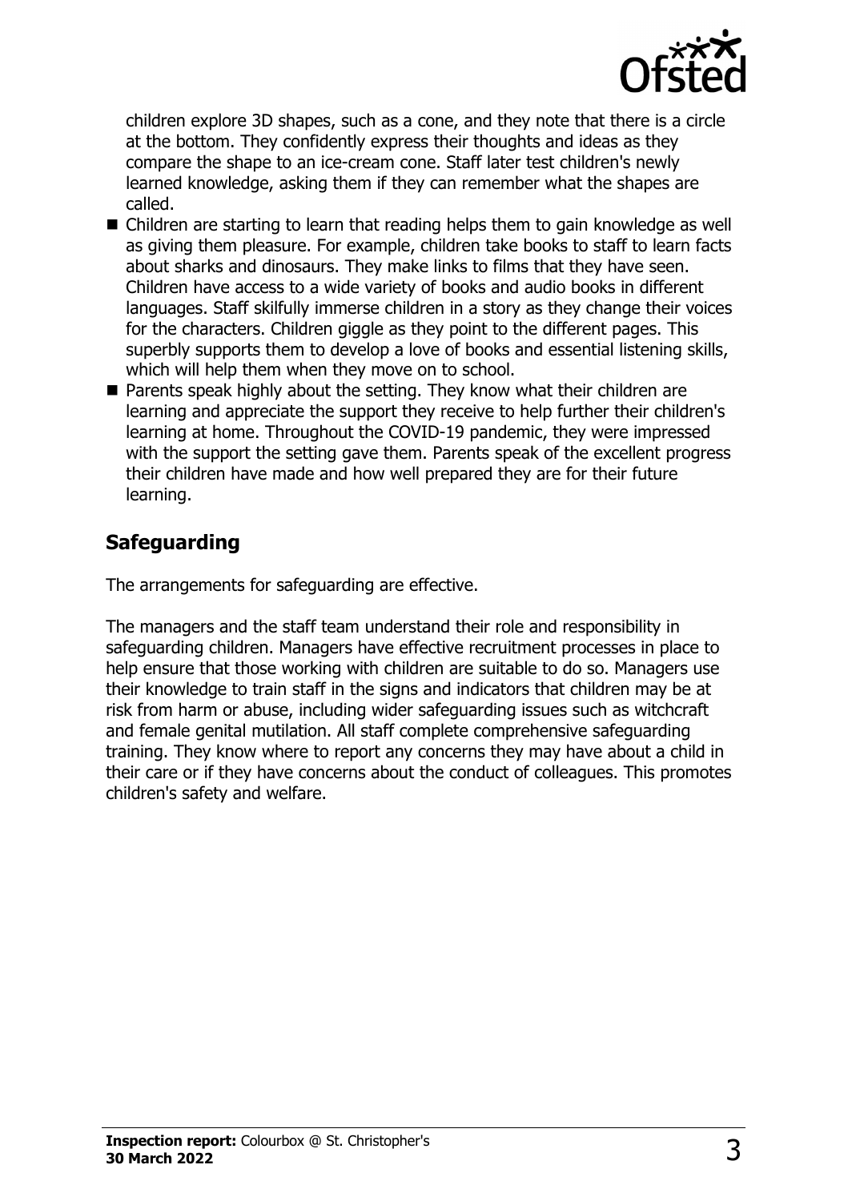children explore 3D shapes, such as a cone, and they note that there is a circle at the bottom. They confidently express their thoughts and ideas as they compare the shape to an ice-cream cone. Staff later test children's newly learned knowledge, asking them if they can remember what the shapes are called.

- Children are starting to learn that reading helps them to gain knowledge as well as giving them pleasure. For example, children take books to staff to learn facts about sharks and dinosaurs. They make links to films that they have seen. Children have access to a wide variety of books and audio books in different languages. Staff skilfully immerse children in a story as they change their voices for the characters. Children giggle as they point to the different pages. This superbly supports them to develop a love of books and essential listening skills, which will help them when they move on to school.
- Parents speak highly about the setting. They know what their children are learning and appreciate the support they receive to help further their children's learning at home. Throughout the COVID-19 pandemic, they were impressed with the support the setting gave them. Parents speak of the excellent progress their children have made and how well prepared they are for their future learning.

## Safeguarding

The arrangements for safeguarding are effective.

The managers and the staff team understand their role and responsibility in safeguarding children. Managers have effective recruitment processes in place to help ensure that those working with children are suitable to do so. Managers use their knowledge to train staff in the signs and indicators that children may be at risk from harm or abuse, including wider safeguarding issues such as witchcraft and female genital mutilation. All staff complete comprehensive safeguarding training. They know where to report any concerns they may have about a child in their care or if they have concerns about the conduct of colleagues. This promotes children's safety and welfare.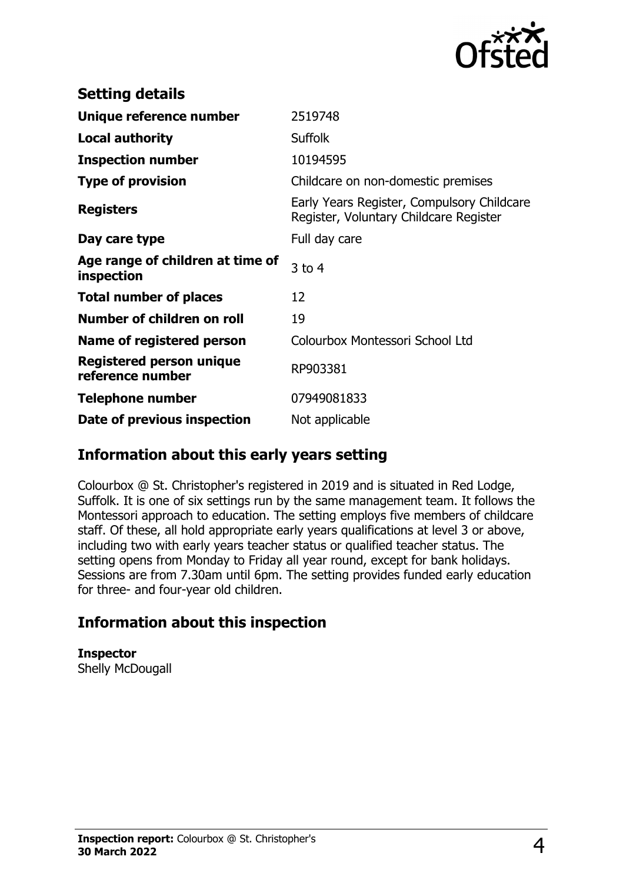## Setting details

| | |
|---|---|
| **Unique reference number** | 2519748 |
| **Local authority** | Suffolk |
| **Inspection number** | 10194595 |
| **Type of provision** | Childcare on non-domestic premises |
| **Registers** | Early Years Register, Compulsory Childcare Register, Voluntary Childcare Register |
| **Day care type** | Full day care |
| **Age range of children at time of inspection** | 3 to 4 |
| **Total number of places** | 12 |
| **Number of children on roll** | 19 |
| **Name of registered person** | Colourbox Montessori School Ltd |
| **Registered person unique reference number** | RP903381 |
| **Telephone number** | 07949081833 |
| **Date of previous inspection** | Not applicable |

## Information about this early years setting

Colourbox @ St. Christopher's registered in 2019 and is situated in Red Lodge, Suffolk. It is one of six settings run by the same management team. It follows the Montessori approach to education. The setting employs five members of childcare staff. Of these, all hold appropriate early years qualifications at level 3 or above, including two with early years teacher status or qualified teacher status. The setting opens from Monday to Friday all year round, except for bank holidays. Sessions are from 7.30am until 6pm. The setting provides funded early education for three- and four-year old children.

## Information about this inspection

**Inspector**
Shelly McDougall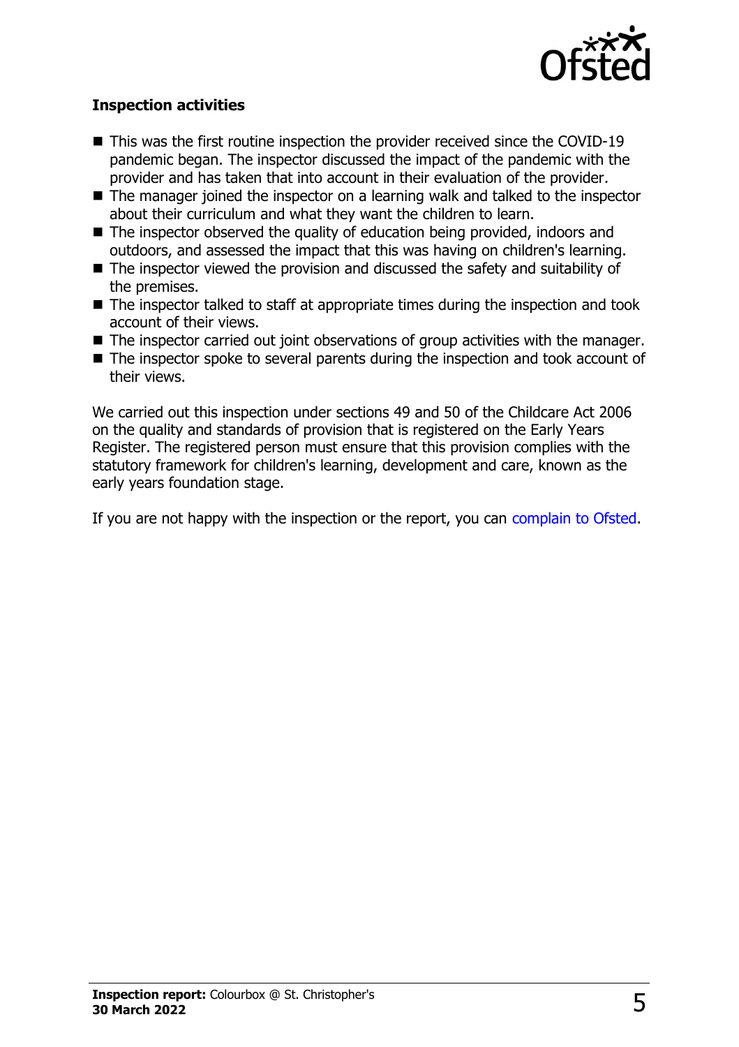### Inspection activities

- This was the first routine inspection the provider received since the COVID-19 pandemic began. The inspector discussed the impact of the pandemic with the provider and has taken that into account in their evaluation of the provider.
- The manager joined the inspector on a learning walk and talked to the inspector about their curriculum and what they want the children to learn.
- The inspector observed the quality of education being provided, indoors and outdoors, and assessed the impact that this was having on children's learning.
- The inspector viewed the provision and discussed the safety and suitability of the premises.
- The inspector talked to staff at appropriate times during the inspection and took account of their views.
- The inspector carried out joint observations of group activities with the manager.
- The inspector spoke to several parents during the inspection and took account of their views.

We carried out this inspection under sections 49 and 50 of the Childcare Act 2006 on the quality and standards of provision that is registered on the Early Years Register. The registered person must ensure that this provision complies with the statutory framework for children's learning, development and care, known as the early years foundation stage.

If you are not happy with the inspection or the report, you can complain to Ofsted.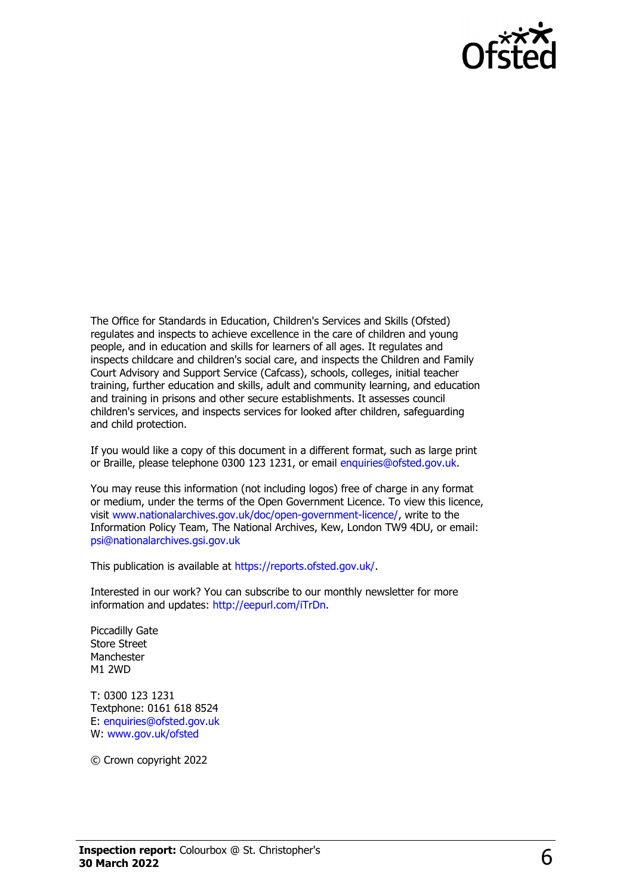The Office for Standards in Education, Children's Services and Skills (Ofsted) regulates and inspects to achieve excellence in the care of children and young people, and in education and skills for learners of all ages. It regulates and inspects childcare and children's social care, and inspects the Children and Family Court Advisory and Support Service (Cafcass), schools, colleges, initial teacher training, further education and skills, adult and community learning, and education and training in prisons and other secure establishments. It assesses council children's services, and inspects services for looked after children, safeguarding and child protection.

If you would like a copy of this document in a different format, such as large print or Braille, please telephone 0300 123 1231, or email enquiries@ofsted.gov.uk.

You may reuse this information (not including logos) free of charge in any format or medium, under the terms of the Open Government Licence. To view this licence, visit www.nationalarchives.gov.uk/doc/open-government-licence/, write to the Information Policy Team, The National Archives, Kew, London TW9 4DU, or email: psi@nationalarchives.gsi.gov.uk

This publication is available at https://reports.ofsted.gov.uk/.

Interested in our work? You can subscribe to our monthly newsletter for more information and updates: http://eepurl.com/iTrDn.

Piccadilly Gate
Store Street
Manchester
M1 2WD

T: 0300 123 1231
Textphone: 0161 618 8524
E: enquiries@ofsted.gov.uk
W: www.gov.uk/ofsted

© Crown copyright 2022